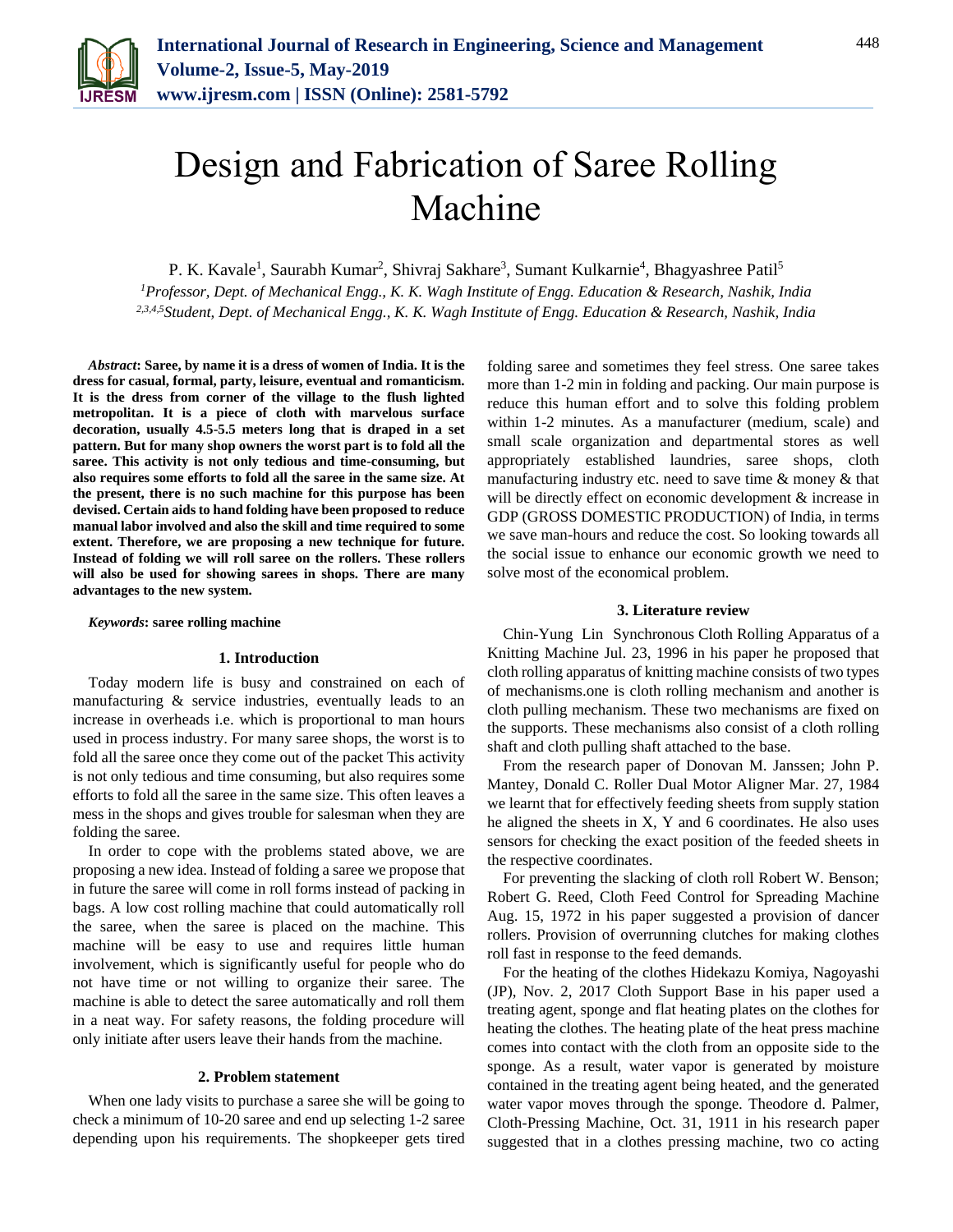# Design and Fabrication of Saree Rolling Machine

P. K. Kavale[1], Saurabh Kumar[2], Shivraj Sakhare[3], Sumant Kulkarnie[4], Bhagyashree Patil[5]

[1]*Professor, Dept. of Mechanical Engg., K. K. Wagh Institute of Engg. Education & Research, Nashik, India*
[2,3,4,5]*Student, Dept. of Mechanical Engg., K. K. Wagh Institute of Engg. Education & Research, Nashik, India*

***Abstract*: Saree, by name it is a dress of women of India. It is the dress for casual, formal, party, leisure, eventual and romanticism. It is the dress from corner of the village to the flush lighted metropolitan. It is a piece of cloth with marvelous surface decoration, usually 4.5-5.5 meters long that is draped in a set pattern. But for many shop owners the worst part is to fold all the saree. This activity is not only tedious and time-consuming, but also requires some efforts to fold all the saree in the same size. At the present, there is no such machine for this purpose has been devised. Certain aids to hand folding have been proposed to reduce manual labor involved and also the skill and time required to some extent. Therefore, we are proposing a new technique for future. Instead of folding we will roll saree on the rollers. These rollers will also be used for showing sarees in shops. There are many advantages to the new system.**

***Keywords*: saree rolling machine**

## 1. Introduction

Today modern life is busy and constrained on each of manufacturing & service industries, eventually leads to an increase in overheads i.e. which is proportional to man hours used in process industry. For many saree shops, the worst is to fold all the saree once they come out of the packet This activity is not only tedious and time consuming, but also requires some efforts to fold all the saree in the same size. This often leaves a mess in the shops and gives trouble for salesman when they are folding the saree.

In order to cope with the problems stated above, we are proposing a new idea. Instead of folding a saree we propose that in future the saree will come in roll forms instead of packing in bags. A low cost rolling machine that could automatically roll the saree, when the saree is placed on the machine. This machine will be easy to use and requires little human involvement, which is significantly useful for people who do not have time or not willing to organize their saree. The machine is able to detect the saree automatically and roll them in a neat way. For safety reasons, the folding procedure will only initiate after users leave their hands from the machine.

## 2. Problem statement

When one lady visits to purchase a saree she will be going to check a minimum of 10-20 saree and end up selecting 1-2 saree depending upon his requirements. The shopkeeper gets tired folding saree and sometimes they feel stress. One saree takes more than 1-2 min in folding and packing. Our main purpose is reduce this human effort and to solve this folding problem within 1-2 minutes. As a manufacturer (medium, scale) and small scale organization and departmental stores as well appropriately established laundries, saree shops, cloth manufacturing industry etc. need to save time & money & that will be directly effect on economic development & increase in GDP (GROSS DOMESTIC PRODUCTION) of India, in terms we save man-hours and reduce the cost. So looking towards all the social issue to enhance our economic growth we need to solve most of the economical problem.

## 3. Literature review

Chin-Yung Lin Synchronous Cloth Rolling Apparatus of a Knitting Machine Jul. 23, 1996 in his paper he proposed that cloth rolling apparatus of knitting machine consists of two types of mechanisms.one is cloth rolling mechanism and another is cloth pulling mechanism. These two mechanisms are fixed on the supports. These mechanisms also consist of a cloth rolling shaft and cloth pulling shaft attached to the base.

From the research paper of Donovan M. Janssen; John P. Mantey, Donald C. Roller Dual Motor Aligner Mar. 27, 1984 we learnt that for effectively feeding sheets from supply station he aligned the sheets in X, Y and 6 coordinates. He also uses sensors for checking the exact position of the feeded sheets in the respective coordinates.

For preventing the slacking of cloth roll Robert W. Benson; Robert G. Reed, Cloth Feed Control for Spreading Machine Aug. 15, 1972 in his paper suggested a provision of dancer rollers. Provision of overrunning clutches for making clothes roll fast in response to the feed demands.

For the heating of the clothes Hidekazu Komiya, Nagoyashi (JP), Nov. 2, 2017 Cloth Support Base in his paper used a treating agent, sponge and flat heating plates on the clothes for heating the clothes. The heating plate of the heat press machine comes into contact with the cloth from an opposite side to the sponge. As a result, water vapor is generated by moisture contained in the treating agent being heated, and the generated water vapor moves through the sponge. Theodore d. Palmer, Cloth-Pressing Machine, Oct. 31, 1911 in his research paper suggested that in a clothes pressing machine, two co acting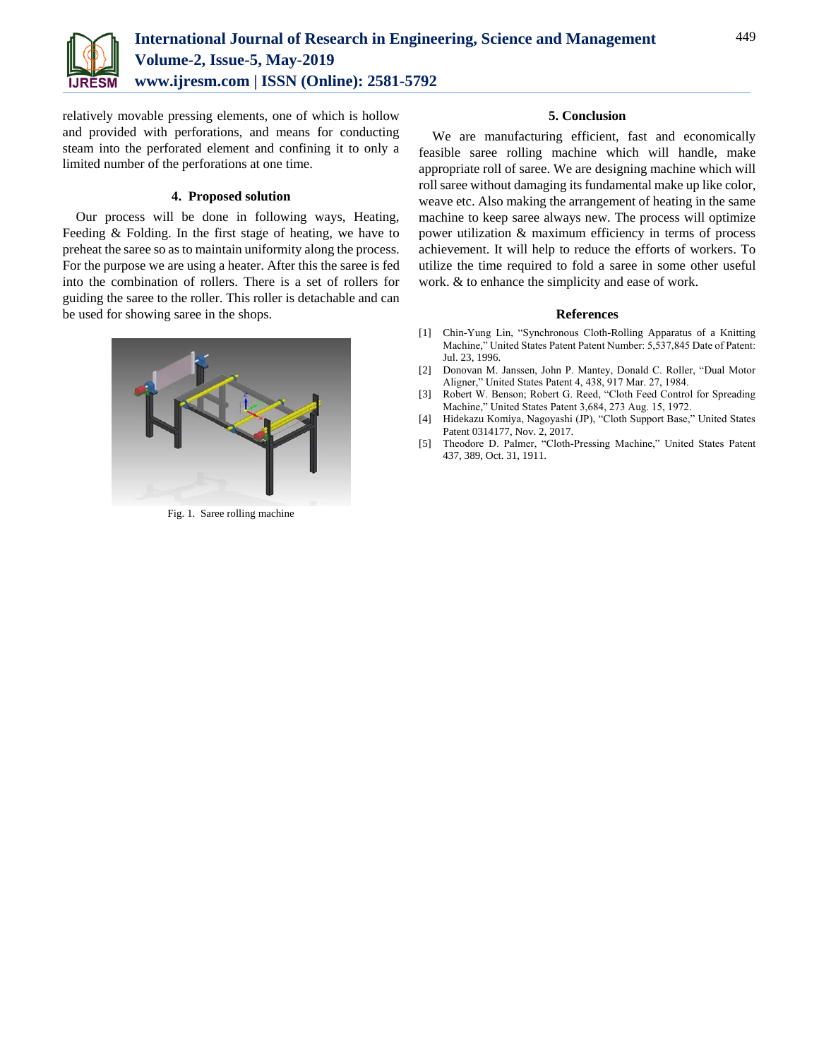relatively movable pressing elements, one of which is hollow and provided with perforations, and means for conducting steam into the perforated element and confining it to only a limited number of the perforations at one time.

## 4. Proposed solution

Our process will be done in following ways, Heating, Feeding & Folding. In the first stage of heating, we have to preheat the saree so as to maintain uniformity along the process. For the purpose we are using a heater. After this the saree is fed into the combination of rollers. There is a set of rollers for guiding the saree to the roller. This roller is detachable and can be used for showing saree in the shops.

Fig. 1. Saree rolling machine

## 5. Conclusion

We are manufacturing efficient, fast and economically feasible saree rolling machine which will handle, make appropriate roll of saree. We are designing machine which will roll saree without damaging its fundamental make up like color, weave etc. Also making the arrangement of heating in the same machine to keep saree always new. The process will optimize power utilization & maximum efficiency in terms of process achievement. It will help to reduce the efforts of workers. To utilize the time required to fold a saree in some other useful work. & to enhance the simplicity and ease of work.

## References

[1] Chin-Yung Lin, "Synchronous Cloth-Rolling Apparatus of a Knitting Machine," United States Patent Patent Number: 5,537,845 Date of Patent: Jul. 23, 1996.

[2] Donovan M. Janssen, John P. Mantey, Donald C. Roller, "Dual Motor Aligner," United States Patent 4, 438, 917 Mar. 27, 1984.

[3] Robert W. Benson; Robert G. Reed, "Cloth Feed Control for Spreading Machine," United States Patent 3,684, 273 Aug. 15, 1972.

[4] Hidekazu Komiya, Nagoyashi (JP), "Cloth Support Base," United States Patent 0314177, Nov. 2, 2017.

[5] Theodore D. Palmer, "Cloth-Pressing Machine," United States Patent 437, 389, Oct. 31, 1911.